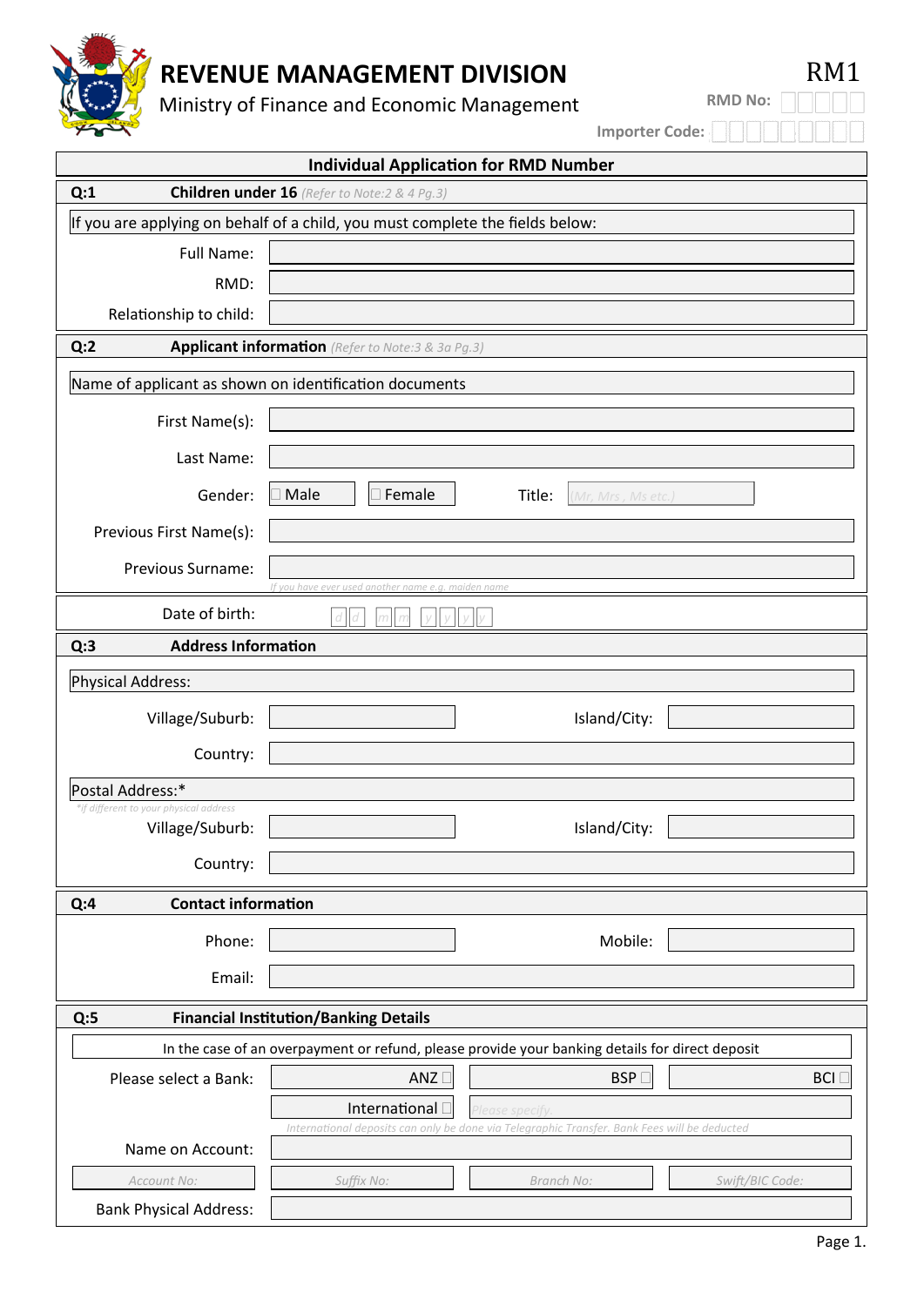# REVENUE MANAGEMENT DIVISION

Ministry of Finance and Economic Management

RM1

**RMD No:**

**Importer Code:**

## Individual Application for RMD Number

### Q:1 Children under 16 *(Refer to Note:2 & 4 Pg.3)*

If you are applying on behalf of a child, you must complete the fields below:

Full Name:

RMD:

Relationship to child:

### Q:2 Applicant information *(Refer to Note:3 & 3a Pg.3)*

Name of applicant as shown on identification documents

First Name(s):

Last Name:

Gender: ☐ Male ☐ Female Title: *(Mr, Mrs , Ms etc.)*

Previous First Name(s):

Previous Surname:

*If you have ever used another name e.g. maiden name*

Date of birth: d d m m y y y y

### Q:3 Address Information

Physical Address:

Village/Suburb: Island/City:

Country:

Postal Address:*

*\*if different to your physical address*

Village/Suburb: Island/City:

Country:

### Q:4 Contact information

Phone: Mobile:

Email:

### Q:5 Financial Institution/Banking Details

In the case of an overpayment or refund, please provide your banking details for direct deposit

Please select a Bank: ANZ ☐ BSP ☐ BCI ☐

International ☐ *Please specify.*

*International deposits can only be done via Telegraphic Transfer. Bank Fees will be deducted*

Name on Account:

*Account No:* *Suffix No:* *Branch No:* *Swift/BIC Code:*

Bank Physical Address: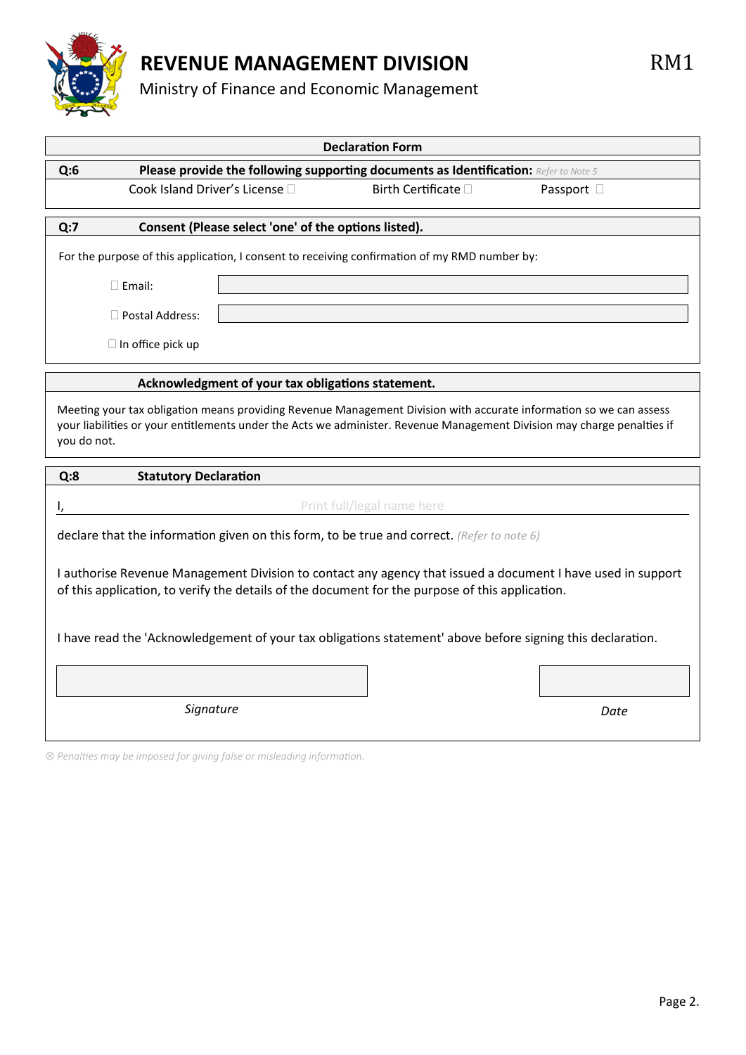# REVENUE MANAGEMENT DIVISION

Ministry of Finance and Economic Management

RM1

## Declaration Form

**Q:6 Please provide the following supporting documents as Identification:** *Refer to Note 5*

Cook Island Driver's License ☐ Birth Certificate ☐ Passport ☐

**Q:7 Consent (Please select 'one' of the options listed).**

For the purpose of this application, I consent to receiving confirmation of my RMD number by:

☐ Email: \_\_\_\_\_\_\_\_\_\_\_\_\_\_\_\_\_\_\_\_

☐ Postal Address: \_\_\_\_\_\_\_\_\_\_\_\_\_\_\_\_\_\_\_\_

☐ In office pick up

**Acknowledgment of your tax obligations statement.**

Meeting your tax obligation means providing Revenue Management Division with accurate information so we can assess your liabilities or your entitlements under the Acts we administer. Revenue Management Division may charge penalties if you do not.

**Q:8 Statutory Declaration**

I, \_\_\_\_\_\_\_\_\_\_\_\_\_\_\_\_\_\_\_\_ Print full/legal name here

declare that the information given on this form, to be true and correct. *(Refer to note 6)*

I authorise Revenue Management Division to contact any agency that issued a document I have used in support of this application, to verify the details of the document for the purpose of this application.

I have read the 'Acknowledgement of your tax obligations statement' above before signing this declaration.

\_\_\_\_\_\_\_\_\_\_\_\_\_\_\_\_\_\_\_\_ \_\_\_\_\_\_\_\_\_\_

*Signature* *Date*

*⊗ Penalties may be imposed for giving false or misleading information.*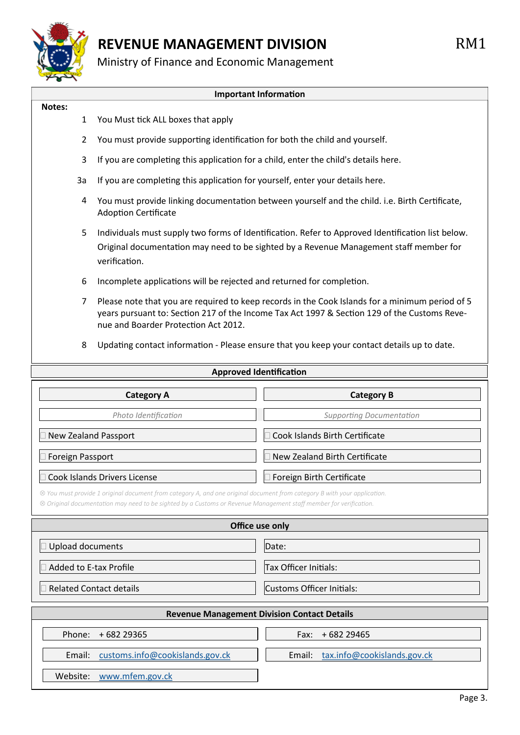# REVENUE MANAGEMENT DIVISION

Ministry of Finance and Economic Management

RM1

## Important Information

**Notes:**

1. You Must tick ALL boxes that apply
2. You must provide supporting identification for both the child and yourself.
3. If you are completing this application for a child, enter the child's details here.

3a. If you are completing this application for yourself, enter your details here.

4. You must provide linking documentation between yourself and the child. i.e. Birth Certificate, Adoption Certificate
5. Individuals must supply two forms of Identification. Refer to Approved Identification list below. Original documentation may need to be sighted by a Revenue Management staff member for verification.
6. Incomplete applications will be rejected and returned for completion.
7. Please note that you are required to keep records in the Cook Islands for a minimum period of 5 years pursuant to: Section 217 of the Income Tax Act 1997 & Section 129 of the Customs Revenue and Boarder Protection Act 2012.
8. Updating contact information - Please ensure that you keep your contact details up to date.

## Approved Identification

| **Category A** | **Category B** |
|---|---|
| *Photo Identification* | *Supporting Documentation* |
| ☐ New Zealand Passport | ☐ Cook Islands Birth Certificate |
| ☐ Foreign Passport | ☐ New Zealand Birth Certificate |
| ☐ Cook Islands Drivers License | ☐ Foreign Birth Certificate |

*⊗ You must provide 1 original document from category A, and one original document from category B with your application.*
*⊗ Original documentation may need to be sighted by a Customs or Revenue Management staff member for verification.*

## Office use only

| | |
|---|---|
| ☐ Upload documents | Date: |
| ☐ Added to E-tax Profile | Tax Officer Initials: |
| ☐ Related Contact details | Customs Officer Initials: |

## Revenue Management Division Contact Details

| | |
|---|---|
| Phone: + 682 29365 | Fax: + 682 29465 |
| Email: customs.info@cookislands.gov.ck | Email: tax.info@cookislands.gov.ck |
| Website: www.mfem.gov.ck | |